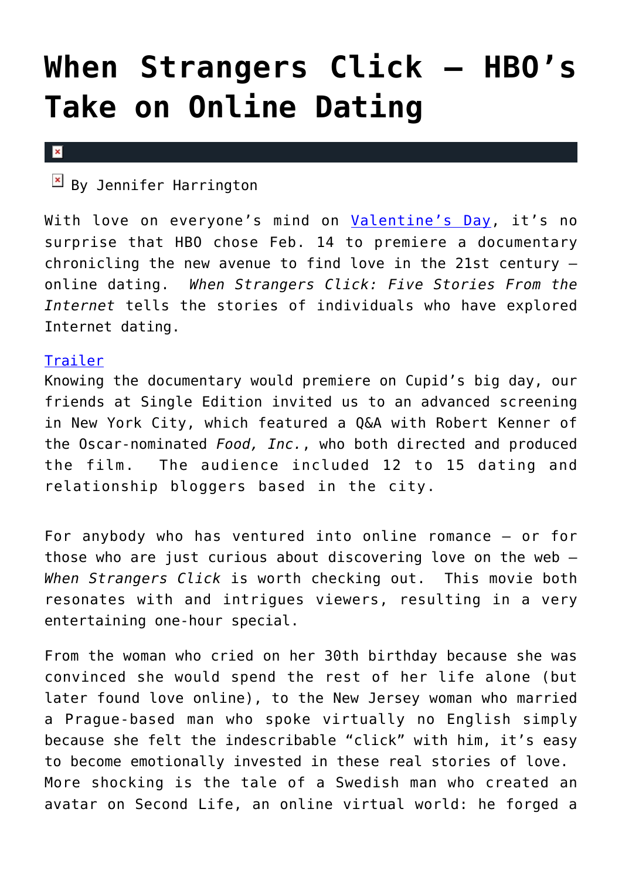# When Strangers Click – HBO's Take on Online Dating

By Jennifer Harrington

With love on everyone's mind on Valentine's Day, it's no surprise that HBO chose Feb. 14 to premiere a documentary chronicling the new avenue to find love in the 21st century – online dating. *When Strangers Click: Five Stories From the Internet* tells the stories of individuals who have explored Internet dating.

Trailer

Knowing the documentary would premiere on Cupid's big day, our friends at Single Edition invited us to an advanced screening in New York City, which featured a Q&A with Robert Kenner of the Oscar-nominated *Food, Inc.*, who both directed and produced the film. The audience included 12 to 15 dating and relationship bloggers based in the city.

For anybody who has ventured into online romance – or for those who are just curious about discovering love on the web – *When Strangers Click* is worth checking out. This movie both resonates with and intrigues viewers, resulting in a very entertaining one-hour special.

From the woman who cried on her 30th birthday because she was convinced she would spend the rest of her life alone (but later found love online), to the New Jersey woman who married a Prague-based man who spoke virtually no English simply because she felt the indescribable "click" with him, it's easy to become emotionally invested in these real stories of love. More shocking is the tale of a Swedish man who created an avatar on Second Life, an online virtual world: he forged a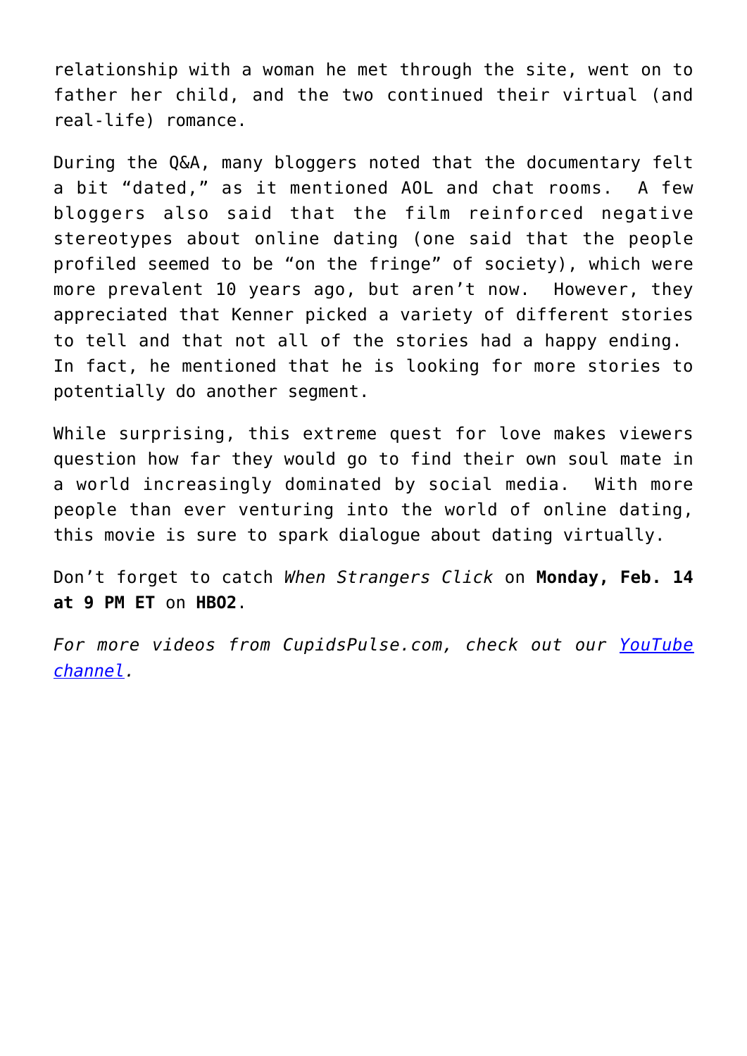relationship with a woman he met through the site, went on to father her child, and the two continued their virtual (and real-life) romance.

During the Q&A, many bloggers noted that the documentary felt a bit "dated," as it mentioned AOL and chat rooms. A few bloggers also said that the film reinforced negative stereotypes about online dating (one said that the people profiled seemed to be "on the fringe" of society), which were more prevalent 10 years ago, but aren't now. However, they appreciated that Kenner picked a variety of different stories to tell and that not all of the stories had a happy ending. In fact, he mentioned that he is looking for more stories to potentially do another segment.

While surprising, this extreme quest for love makes viewers question how far they would go to find their own soul mate in a world increasingly dominated by social media. With more people than ever venturing into the world of online dating, this movie is sure to spark dialogue about dating virtually.

Don't forget to catch *When Strangers Click* on **Monday, Feb. 14 at 9 PM ET** on **HBO2**.

*For more videos from CupidsPulse.com, check out our [YouTube channel](#).*